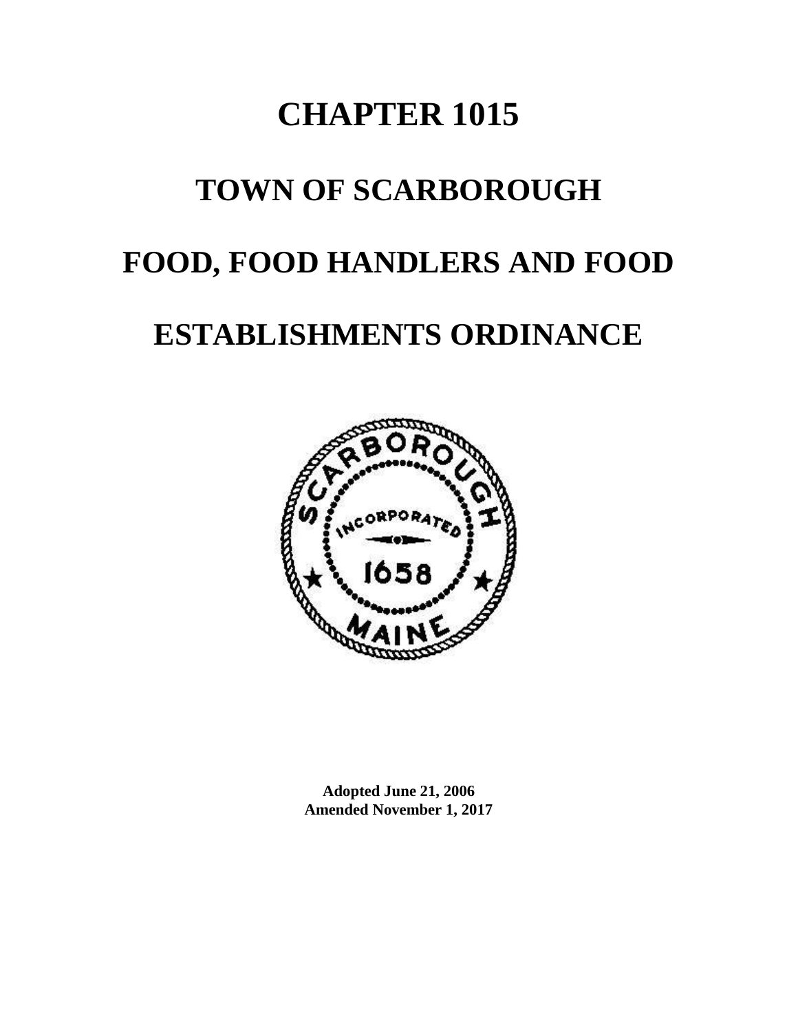# CHAPTER 1015

# TOWN OF SCARBOROUGH

# FOOD, FOOD HANDLERS AND FOOD ESTABLISHMENTS ORDINANCE

**Adopted June 21, 2006**
**Amended November 1, 2017**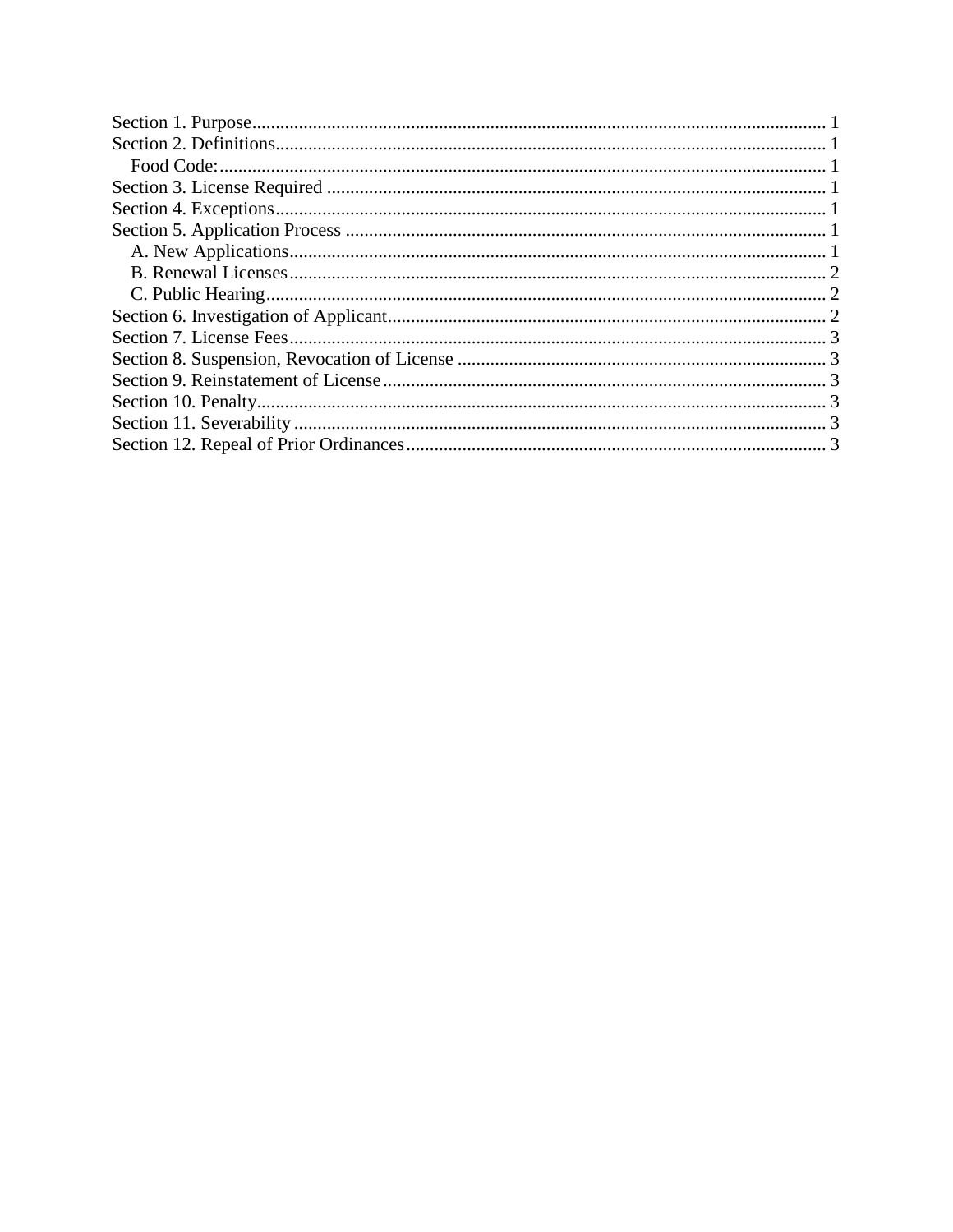Section 1. Purpose .......... 1
Section 2. Definitions .......... 1
  Food Code: .......... 1
Section 3. License Required .......... 1
Section 4. Exceptions .......... 1
Section 5. Application Process .......... 1
  A. New Applications .......... 1
  B. Renewal Licenses .......... 2
  C. Public Hearing .......... 2
Section 6. Investigation of Applicant .......... 2
Section 7. License Fees .......... 3
Section 8. Suspension, Revocation of License .......... 3
Section 9. Reinstatement of License .......... 3
Section 10. Penalty .......... 3
Section 11. Severability .......... 3
Section 12. Repeal of Prior Ordinances .......... 3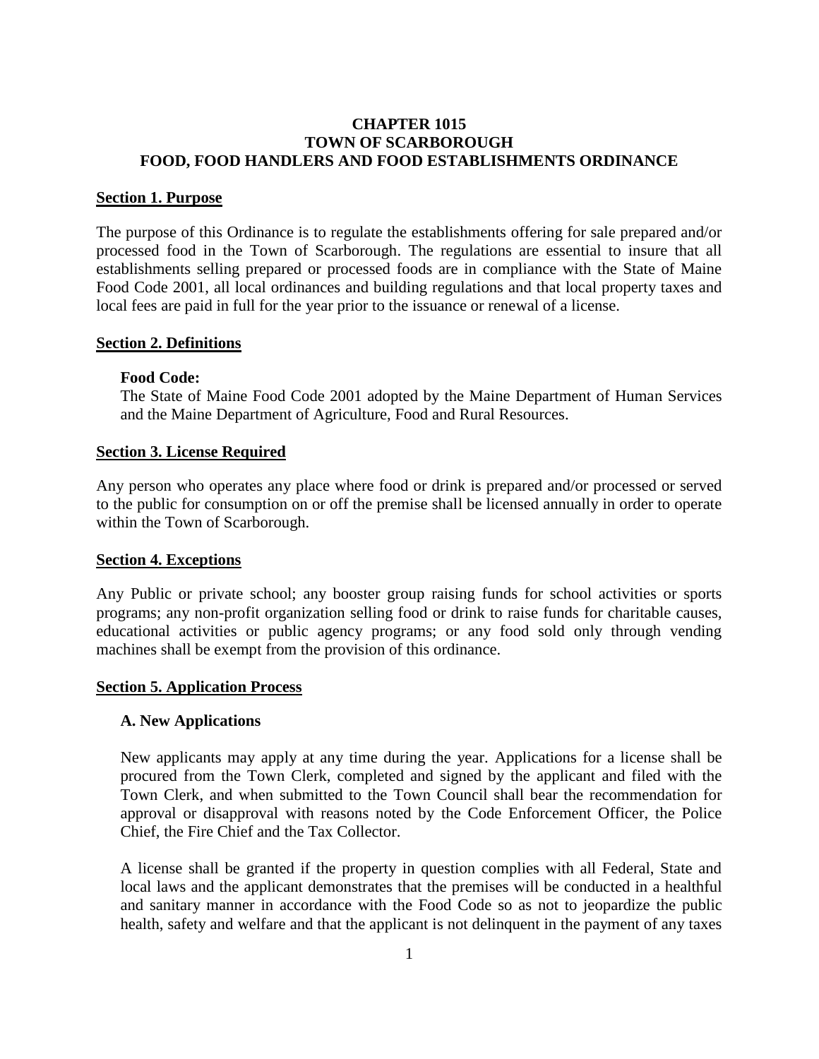# CHAPTER 1015
# TOWN OF SCARBOROUGH
# FOOD, FOOD HANDLERS AND FOOD ESTABLISHMENTS ORDINANCE

## Section 1. Purpose

The purpose of this Ordinance is to regulate the establishments offering for sale prepared and/or processed food in the Town of Scarborough. The regulations are essential to insure that all establishments selling prepared or processed foods are in compliance with the State of Maine Food Code 2001, all local ordinances and building regulations and that local property taxes and local fees are paid in full for the year prior to the issuance or renewal of a license.

## Section 2. Definitions

**Food Code:**
The State of Maine Food Code 2001 adopted by the Maine Department of Human Services and the Maine Department of Agriculture, Food and Rural Resources.

## Section 3. License Required

Any person who operates any place where food or drink is prepared and/or processed or served to the public for consumption on or off the premise shall be licensed annually in order to operate within the Town of Scarborough.

## Section 4. Exceptions

Any Public or private school; any booster group raising funds for school activities or sports programs; any non-profit organization selling food or drink to raise funds for charitable causes, educational activities or public agency programs; or any food sold only through vending machines shall be exempt from the provision of this ordinance.

## Section 5. Application Process

### A. New Applications

New applicants may apply at any time during the year. Applications for a license shall be procured from the Town Clerk, completed and signed by the applicant and filed with the Town Clerk, and when submitted to the Town Council shall bear the recommendation for approval or disapproval with reasons noted by the Code Enforcement Officer, the Police Chief, the Fire Chief and the Tax Collector.

A license shall be granted if the property in question complies with all Federal, State and local laws and the applicant demonstrates that the premises will be conducted in a healthful and sanitary manner in accordance with the Food Code so as not to jeopardize the public health, safety and welfare and that the applicant is not delinquent in the payment of any taxes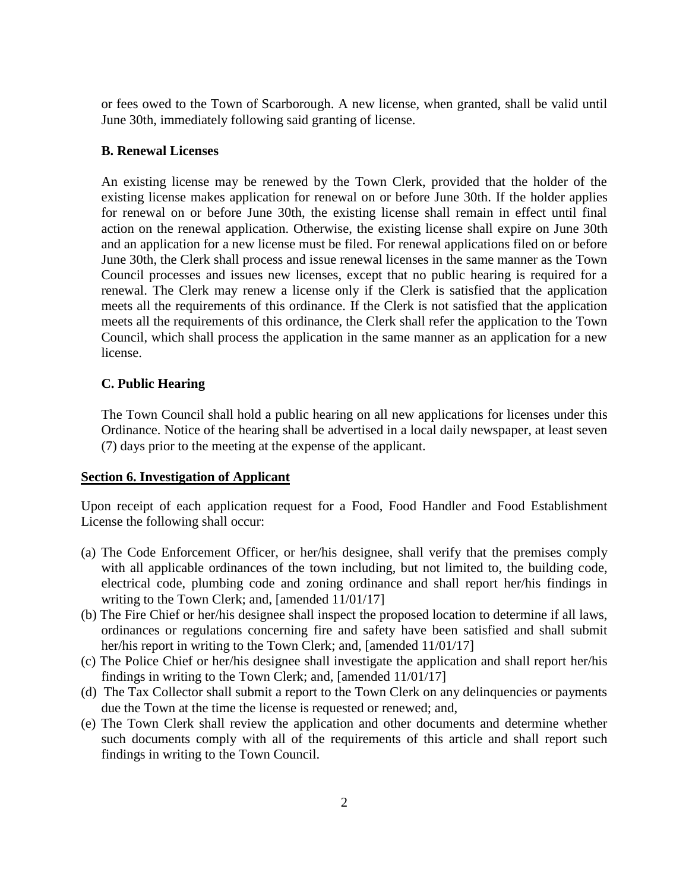or fees owed to the Town of Scarborough. A new license, when granted, shall be valid until June 30th, immediately following said granting of license.

**B. Renewal Licenses**

An existing license may be renewed by the Town Clerk, provided that the holder of the existing license makes application for renewal on or before June 30th. If the holder applies for renewal on or before June 30th, the existing license shall remain in effect until final action on the renewal application. Otherwise, the existing license shall expire on June 30th and an application for a new license must be filed. For renewal applications filed on or before June 30th, the Clerk shall process and issue renewal licenses in the same manner as the Town Council processes and issues new licenses, except that no public hearing is required for a renewal. The Clerk may renew a license only if the Clerk is satisfied that the application meets all the requirements of this ordinance. If the Clerk is not satisfied that the application meets all the requirements of this ordinance, the Clerk shall refer the application to the Town Council, which shall process the application in the same manner as an application for a new license.

**C. Public Hearing**

The Town Council shall hold a public hearing on all new applications for licenses under this Ordinance. Notice of the hearing shall be advertised in a local daily newspaper, at least seven (7) days prior to the meeting at the expense of the applicant.

**Section 6. Investigation of Applicant**

Upon receipt of each application request for a Food, Food Handler and Food Establishment License the following shall occur:

(a) The Code Enforcement Officer, or her/his designee, shall verify that the premises comply with all applicable ordinances of the town including, but not limited to, the building code, electrical code, plumbing code and zoning ordinance and shall report her/his findings in writing to the Town Clerk; and, [amended 11/01/17]

(b) The Fire Chief or her/his designee shall inspect the proposed location to determine if all laws, ordinances or regulations concerning fire and safety have been satisfied and shall submit her/his report in writing to the Town Clerk; and, [amended 11/01/17]

(c) The Police Chief or her/his designee shall investigate the application and shall report her/his findings in writing to the Town Clerk; and, [amended 11/01/17]

(d) The Tax Collector shall submit a report to the Town Clerk on any delinquencies or payments due the Town at the time the license is requested or renewed; and,

(e) The Town Clerk shall review the application and other documents and determine whether such documents comply with all of the requirements of this article and shall report such findings in writing to the Town Council.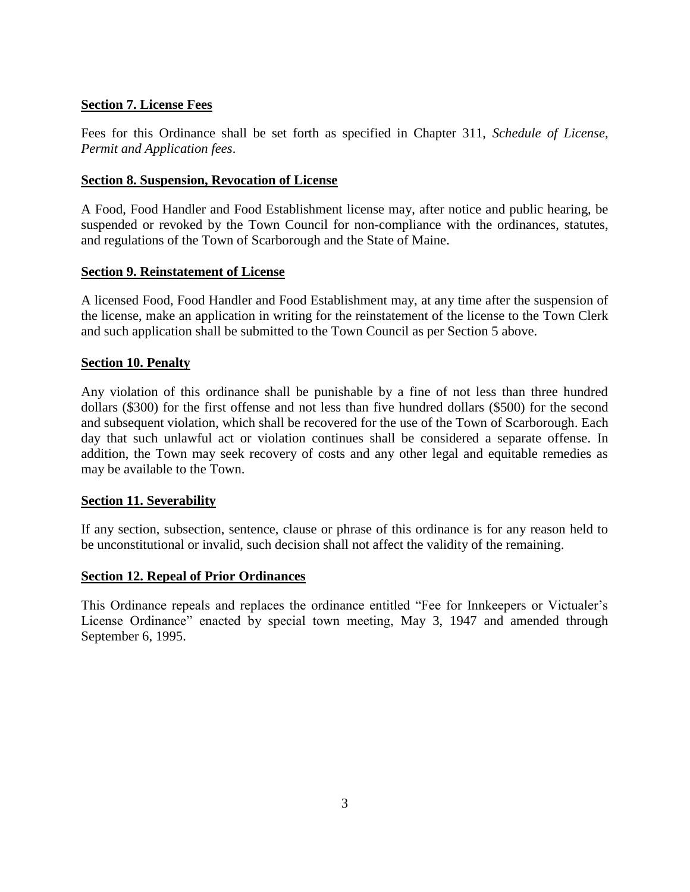**Section 7. License Fees**

Fees for this Ordinance shall be set forth as specified in Chapter 311, *Schedule of License, Permit and Application fees*.

**Section 8. Suspension, Revocation of License**

A Food, Food Handler and Food Establishment license may, after notice and public hearing, be suspended or revoked by the Town Council for non-compliance with the ordinances, statutes, and regulations of the Town of Scarborough and the State of Maine.

**Section 9. Reinstatement of License**

A licensed Food, Food Handler and Food Establishment may, at any time after the suspension of the license, make an application in writing for the reinstatement of the license to the Town Clerk and such application shall be submitted to the Town Council as per Section 5 above.

**Section 10. Penalty**

Any violation of this ordinance shall be punishable by a fine of not less than three hundred dollars ($300) for the first offense and not less than five hundred dollars ($500) for the second and subsequent violation, which shall be recovered for the use of the Town of Scarborough. Each day that such unlawful act or violation continues shall be considered a separate offense. In addition, the Town may seek recovery of costs and any other legal and equitable remedies as may be available to the Town.

**Section 11. Severability**

If any section, subsection, sentence, clause or phrase of this ordinance is for any reason held to be unconstitutional or invalid, such decision shall not affect the validity of the remaining.

**Section 12. Repeal of Prior Ordinances**

This Ordinance repeals and replaces the ordinance entitled "Fee for Innkeepers or Victualer's License Ordinance" enacted by special town meeting, May 3, 1947 and amended through September 6, 1995.